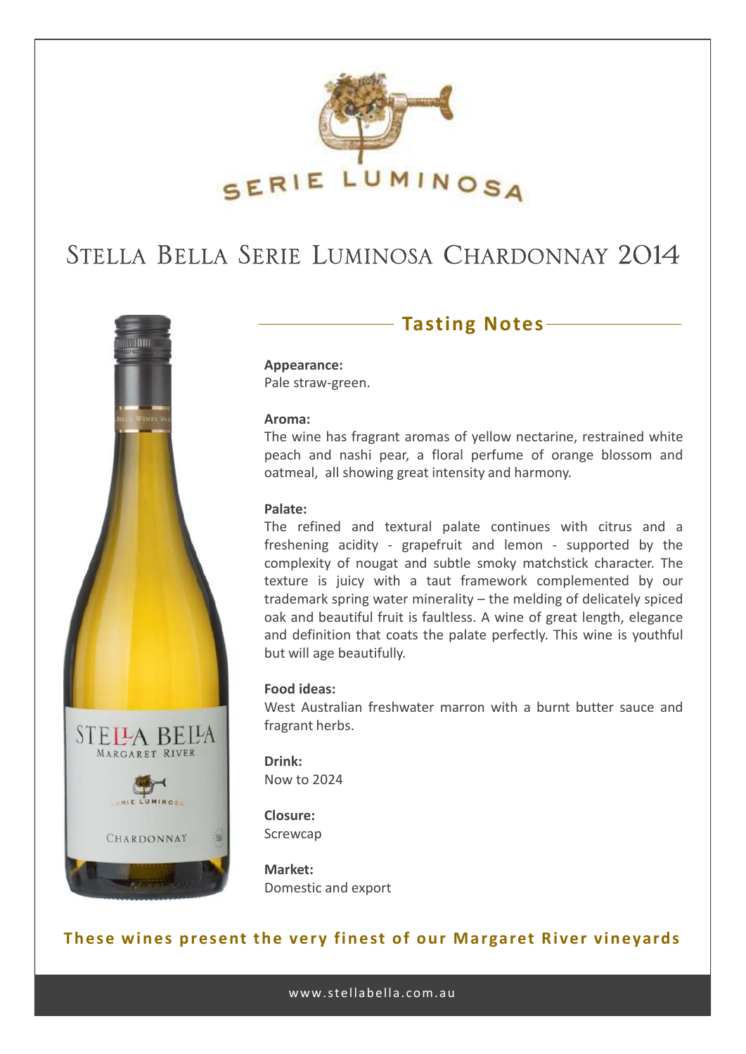# SERIE LUMINOSA

# Stella Bella Serie Luminosa Chardonnay 2014

## Tasting Notes

**Appearance:**
Pale straw-green.

**Aroma:**
The wine has fragrant aromas of yellow nectarine, restrained white peach and nashi pear, a floral perfume of orange blossom and oatmeal, all showing great intensity and harmony.

**Palate:**
The refined and textural palate continues with citrus and a freshening acidity - grapefruit and lemon - supported by the complexity of nougat and subtle smoky matchstick character. The texture is juicy with a taut framework complemented by our trademark spring water minerality – the melding of delicately spiced oak and beautiful fruit is faultless. A wine of great length, elegance and definition that coats the palate perfectly. This wine is youthful but will age beautifully.

**Food ideas:**
West Australian freshwater marron with a burnt butter sauce and fragrant herbs.

**Drink:**
Now to 2024

**Closure:**
Screwcap

**Market:**
Domestic and export

**These wines present the very finest of our Margaret River vineyards**

www.stellabella.com.au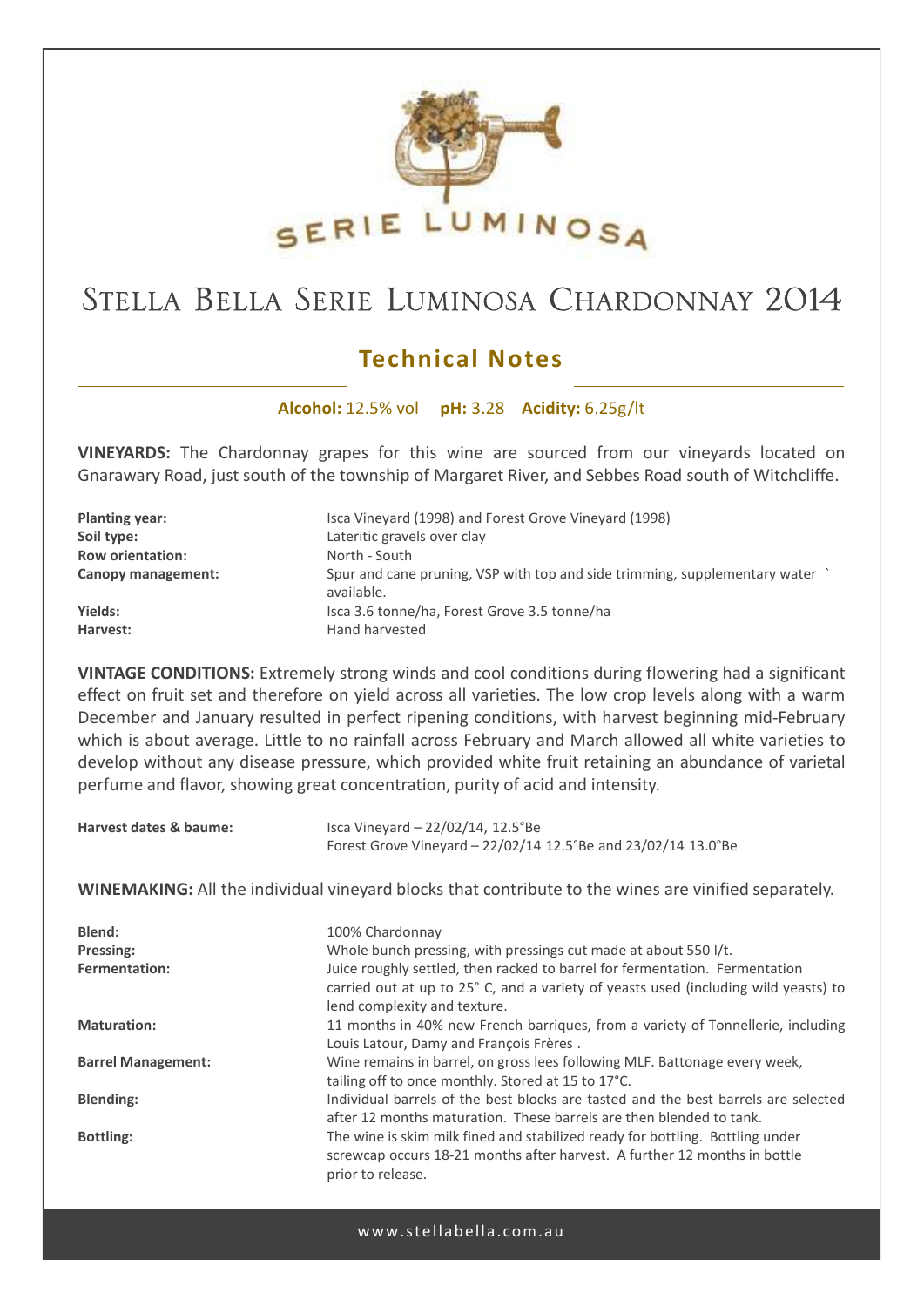SERIE LUMINOSA

# Stella Bella Serie Luminosa Chardonnay 2014

## Technical Notes

**Alcohol:** 12.5% vol **pH:** 3.28 **Acidity:** 6.25g/lt

**VINEYARDS:** The Chardonnay grapes for this wine are sourced from our vineyards located on Gnarawary Road, just south of the township of Margaret River, and Sebbes Road south of Witchcliffe.

| | |
|---|---|
| **Planting year:** | Isca Vineyard (1998) and Forest Grove Vineyard (1998) |
| **Soil type:** | Lateritic gravels over clay |
| **Row orientation:** | North - South |
| **Canopy management:** | Spur and cane pruning, VSP with top and side trimming, supplementary water available. |
| **Yields:** | Isca 3.6 tonne/ha, Forest Grove 3.5 tonne/ha |
| **Harvest:** | Hand harvested |

**VINTAGE CONDITIONS:** Extremely strong winds and cool conditions during flowering had a significant effect on fruit set and therefore on yield across all varieties. The low crop levels along with a warm December and January resulted in perfect ripening conditions, with harvest beginning mid-February which is about average. Little to no rainfall across February and March allowed all white varieties to develop without any disease pressure, which provided white fruit retaining an abundance of varietal perfume and flavor, showing great concentration, purity of acid and intensity.

| | |
|---|---|
| **Harvest dates & baume:** | Isca Vineyard – 22/02/14, 12.5°Be<br>Forest Grove Vineyard – 22/02/14 12.5°Be and 23/02/14 13.0°Be |

**WINEMAKING:** All the individual vineyard blocks that contribute to the wines are vinified separately.

| | |
|---|---|
| **Blend:** | 100% Chardonnay |
| **Pressing:** | Whole bunch pressing, with pressings cut made at about 550 l/t. |
| **Fermentation:** | Juice roughly settled, then racked to barrel for fermentation. Fermentation carried out at up to 25° C, and a variety of yeasts used (including wild yeasts) to lend complexity and texture. |
| **Maturation:** | 11 months in 40% new French barriques, from a variety of Tonnellerie, including Louis Latour, Damy and François Frères . |
| **Barrel Management:** | Wine remains in barrel, on gross lees following MLF. Battonage every week, tailing off to once monthly. Stored at 15 to 17°C. |
| **Blending:** | Individual barrels of the best blocks are tasted and the best barrels are selected after 12 months maturation. These barrels are then blended to tank. |
| **Bottling:** | The wine is skim milk fined and stabilized ready for bottling. Bottling under screwcap occurs 18-21 months after harvest. A further 12 months in bottle prior to release. |

www.stellabella.com.au